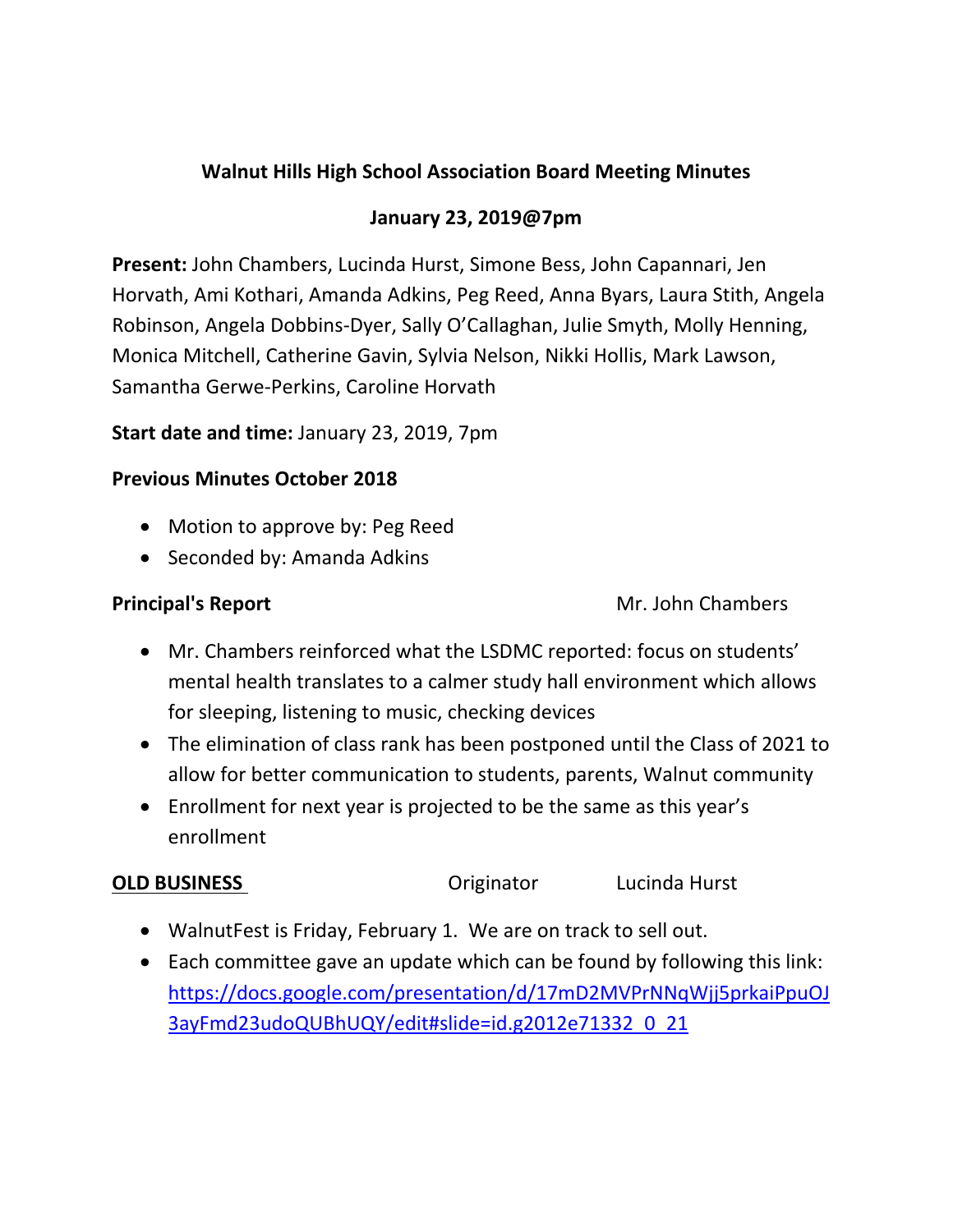# Walnut Hills High School Association Board Meeting Minutes

## January 23, 2019@7pm

**Present:** John Chambers, Lucinda Hurst, Simone Bess, John Capannari, Jen Horvath, Ami Kothari, Amanda Adkins, Peg Reed, Anna Byars, Laura Stith, Angela Robinson, Angela Dobbins-Dyer, Sally O'Callaghan, Julie Smyth, Molly Henning, Monica Mitchell, Catherine Gavin, Sylvia Nelson, Nikki Hollis, Mark Lawson, Samantha Gerwe-Perkins, Caroline Horvath

**Start date and time:** January 23, 2019, 7pm

**Previous Minutes October 2018**

- Motion to approve by: Peg Reed
- Seconded by: Amanda Adkins

**Principal's Report** Mr. John Chambers

- Mr. Chambers reinforced what the LSDMC reported: focus on students' mental health translates to a calmer study hall environment which allows for sleeping, listening to music, checking devices
- The elimination of class rank has been postponed until the Class of 2021 to allow for better communication to students, parents, Walnut community
- Enrollment for next year is projected to be the same as this year's enrollment

**OLD BUSINESS** Originator Lucinda Hurst

- WalnutFest is Friday, February 1. We are on track to sell out.
- Each committee gave an update which can be found by following this link: https://docs.google.com/presentation/d/17mD2MVPrNNqWjj5prkaiPpuOJ3ayFmd23udoQUBhUQY/edit#slide=id.g2012e71332_0_21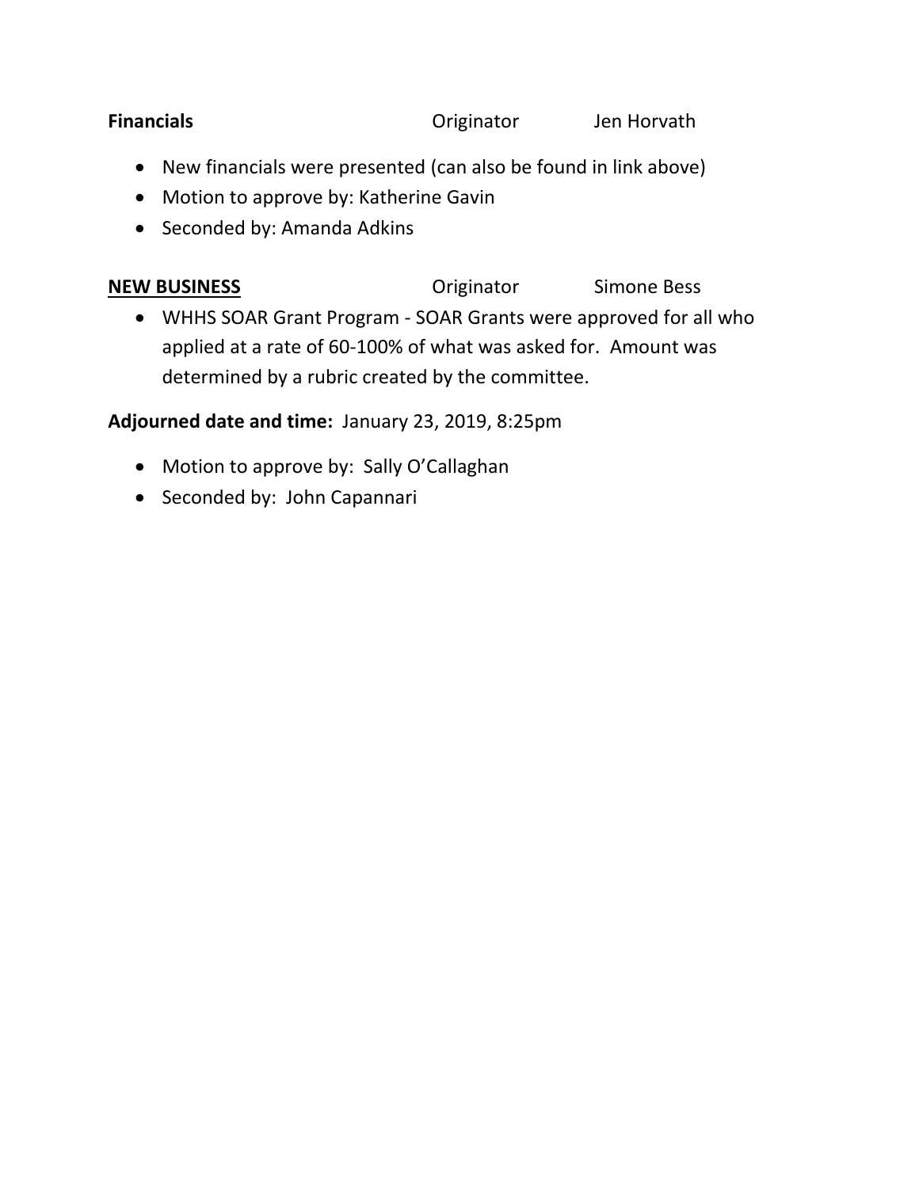**Financials** Originator Jen Horvath

- New financials were presented (can also be found in link above)
- Motion to approve by: Katherine Gavin
- Seconded by: Amanda Adkins

**NEW BUSINESS** Originator Simone Bess

- WHHS SOAR Grant Program - SOAR Grants were approved for all who applied at a rate of 60-100% of what was asked for. Amount was determined by a rubric created by the committee.

**Adjourned date and time:** January 23, 2019, 8:25pm

- Motion to approve by: Sally O'Callaghan
- Seconded by: John Capannari